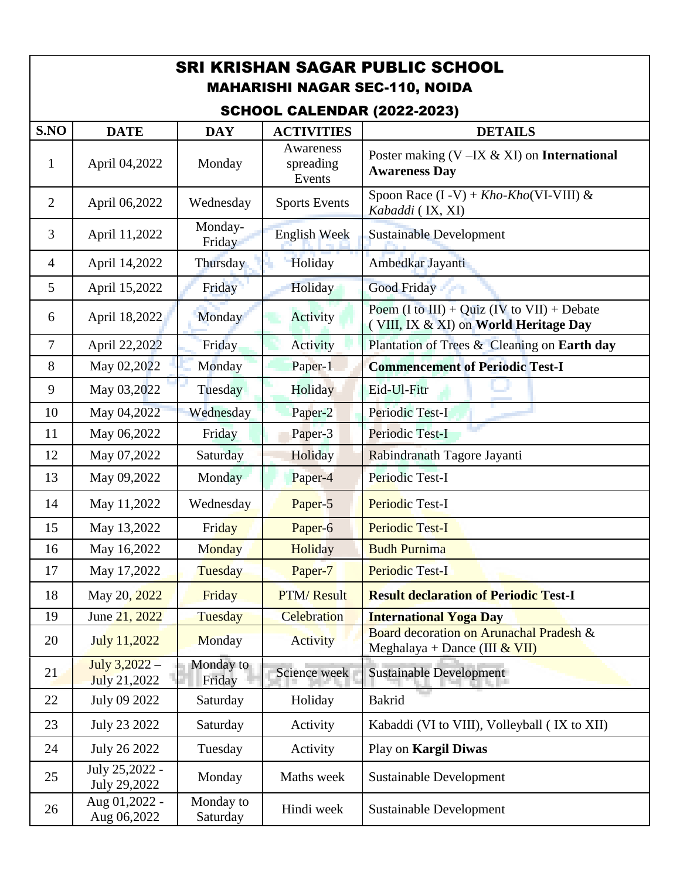# SRI KRISHAN SAGAR PUBLIC SCHOOL

## MAHARISHI NAGAR SEC-110, NOIDA

## SCHOOL CALENDAR (2022-2023)

| S.NO | DATE | DAY | ACTIVITIES | DETAILS |
|---|---|---|---|---|
| 1 | April 04,2022 | Monday | Awareness spreading Events | Poster making (V –IX & XI) on **International Awareness Day** |
| 2 | April 06,2022 | Wednesday | Sports Events | Spoon Race (I -V) + *Kho-Kho*(VI-VIII) & *Kabaddi* ( IX, XI) |
| 3 | April 11,2022 | Monday-Friday | English Week | Sustainable Development |
| 4 | April 14,2022 | Thursday | Holiday | Ambedkar Jayanti |
| 5 | April 15,2022 | Friday | Holiday | Good Friday |
| 6 | April 18,2022 | Monday | Activity | Poem (I to III) + Quiz (IV to VII) + Debate ( VIII, IX & XI) on **World Heritage Day** |
| 7 | April 22,2022 | Friday | Activity | Plantation of Trees & Cleaning on **Earth day** |
| 8 | May 02,2022 | Monday | Paper-1 | **Commencement of Periodic Test-I** |
| 9 | May 03,2022 | Tuesday | Holiday | Eid-Ul-Fitr |
| 10 | May 04,2022 | Wednesday | Paper-2 | Periodic Test-I |
| 11 | May 06,2022 | Friday | Paper-3 | Periodic Test-I |
| 12 | May 07,2022 | Saturday | Holiday | Rabindranath Tagore Jayanti |
| 13 | May 09,2022 | Monday | Paper-4 | Periodic Test-I |
| 14 | May 11,2022 | Wednesday | Paper-5 | Periodic Test-I |
| 15 | May 13,2022 | Friday | Paper-6 | Periodic Test-I |
| 16 | May 16,2022 | Monday | Holiday | Budh Purnima |
| 17 | May 17,2022 | Tuesday | Paper-7 | Periodic Test-I |
| 18 | May 20, 2022 | Friday | PTM/ Result | **Result declaration of Periodic Test-I** |
| 19 | June 21, 2022 | Tuesday | Celebration | **International Yoga Day** |
| 20 | July 11,2022 | Monday | Activity | Board decoration on Arunachal Pradesh & Meghalaya + Dance (III & VII) |
| 21 | July 3,2022 – July 21,2022 | Monday to Friday | Science week | Sustainable Development |
| 22 | July 09 2022 | Saturday | Holiday | Bakrid |
| 23 | July 23 2022 | Saturday | Activity | Kabaddi (VI to VIII), Volleyball ( IX to XII) |
| 24 | July 26 2022 | Tuesday | Activity | Play on **Kargil Diwas** |
| 25 | July 25,2022 - July 29,2022 | Monday | Maths week | Sustainable Development |
| 26 | Aug 01,2022 - Aug 06,2022 | Monday to Saturday | Hindi week | Sustainable Development |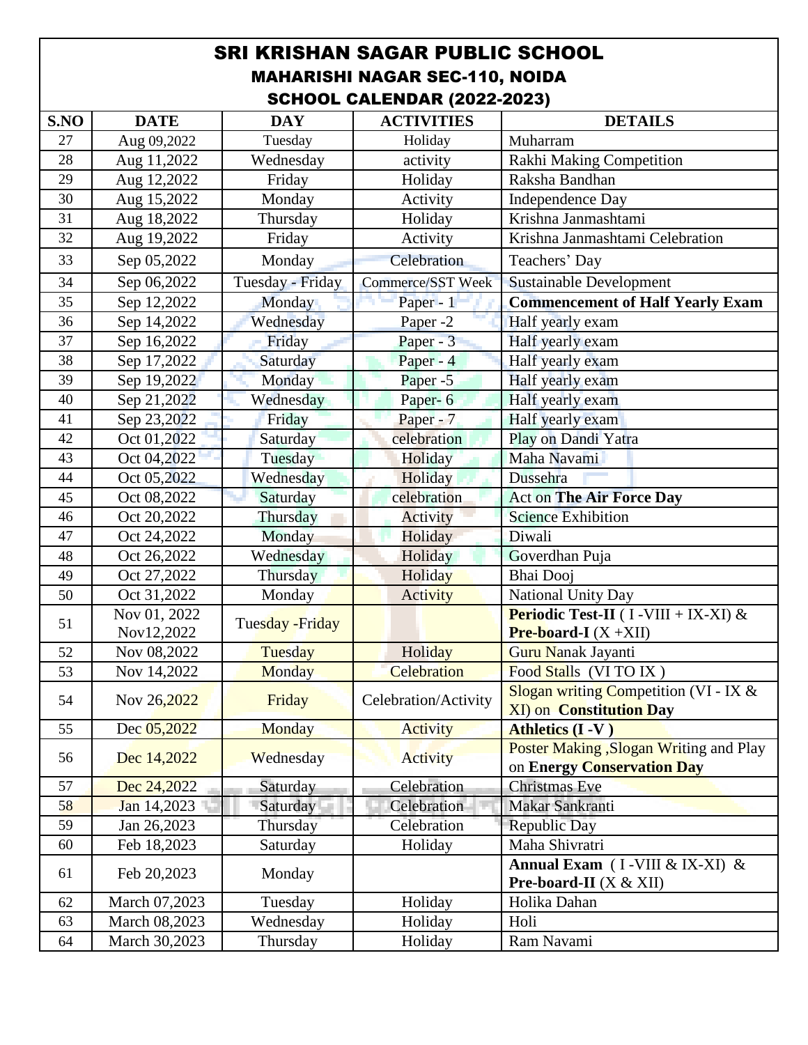# SRI KRISHAN SAGAR PUBLIC SCHOOL
## MAHARISHI NAGAR SEC-110, NOIDA
## SCHOOL CALENDAR (2022-2023)

| S.NO | DATE | DAY | ACTIVITIES | DETAILS |
|---|---|---|---|---|
| 27 | Aug 09,2022 | Tuesday | Holiday | Muharram |
| 28 | Aug 11,2022 | Wednesday | activity | Rakhi Making Competition |
| 29 | Aug 12,2022 | Friday | Holiday | Raksha Bandhan |
| 30 | Aug 15,2022 | Monday | Activity | Independence Day |
| 31 | Aug 18,2022 | Thursday | Holiday | Krishna Janmashtami |
| 32 | Aug 19,2022 | Friday | Activity | Krishna Janmashtami Celebration |
| 33 | Sep 05,2022 | Monday | Celebration | Teachers' Day |
| 34 | Sep 06,2022 | Tuesday - Friday | Commerce/SST Week | Sustainable Development |
| 35 | Sep 12,2022 | Monday | Paper - 1 | **Commencement of Half Yearly Exam** |
| 36 | Sep 14,2022 | Wednesday | Paper -2 | Half yearly exam |
| 37 | Sep 16,2022 | Friday | Paper - 3 | Half yearly exam |
| 38 | Sep 17,2022 | Saturday | Paper - 4 | Half yearly exam |
| 39 | Sep 19,2022 | Monday | Paper -5 | Half yearly exam |
| 40 | Sep 21,2022 | Wednesday | Paper- 6 | Half yearly exam |
| 41 | Sep 23,2022 | Friday | Paper - 7 | Half yearly exam |
| 42 | Oct 01,2022 | Saturday | celebration | Play on Dandi Yatra |
| 43 | Oct 04,2022 | Tuesday | Holiday | Maha Navami |
| 44 | Oct 05,2022 | Wednesday | Holiday | Dussehra |
| 45 | Oct 08,2022 | Saturday | celebration | Act on **The Air Force Day** |
| 46 | Oct 20,2022 | Thursday | Activity | Science Exhibition |
| 47 | Oct 24,2022 | Monday | Holiday | Diwali |
| 48 | Oct 26,2022 | Wednesday | Holiday | Goverdhan Puja |
| 49 | Oct 27,2022 | Thursday | Holiday | Bhai Dooj |
| 50 | Oct 31,2022 | Monday | Activity | National Unity Day |
| 51 | Nov 01, 2022 Nov12,2022 | Tuesday -Friday | | **Periodic Test-II** ( I -VIII + IX-XI) & **Pre-board-I** (X +XII) |
| 52 | Nov 08,2022 | Tuesday | Holiday | Guru Nanak Jayanti |
| 53 | Nov 14,2022 | Monday | Celebration | Food Stalls (VI TO IX ) |
| 54 | Nov 26,2022 | Friday | Celebration/Activity | Slogan writing Competition (VI - IX & XI) on **Constitution Day** |
| 55 | Dec 05,2022 | Monday | Activity | **Athletics (I -V )** |
| 56 | Dec 14,2022 | Wednesday | Activity | Poster Making ,Slogan Writing and Play on **Energy Conservation Day** |
| 57 | Dec 24,2022 | Saturday | Celebration | Christmas Eve |
| 58 | Jan 14,2023 | Saturday | Celebration | Makar Sankranti |
| 59 | Jan 26,2023 | Thursday | Celebration | Republic Day |
| 60 | Feb 18,2023 | Saturday | Holiday | Maha Shivratri |
| 61 | Feb 20,2023 | Monday | | **Annual Exam** ( I -VIII & IX-XI) & **Pre-board-II** (X & XII) |
| 62 | March 07,2023 | Tuesday | Holiday | Holika Dahan |
| 63 | March 08,2023 | Wednesday | Holiday | Holi |
| 64 | March 30,2023 | Thursday | Holiday | Ram Navami |